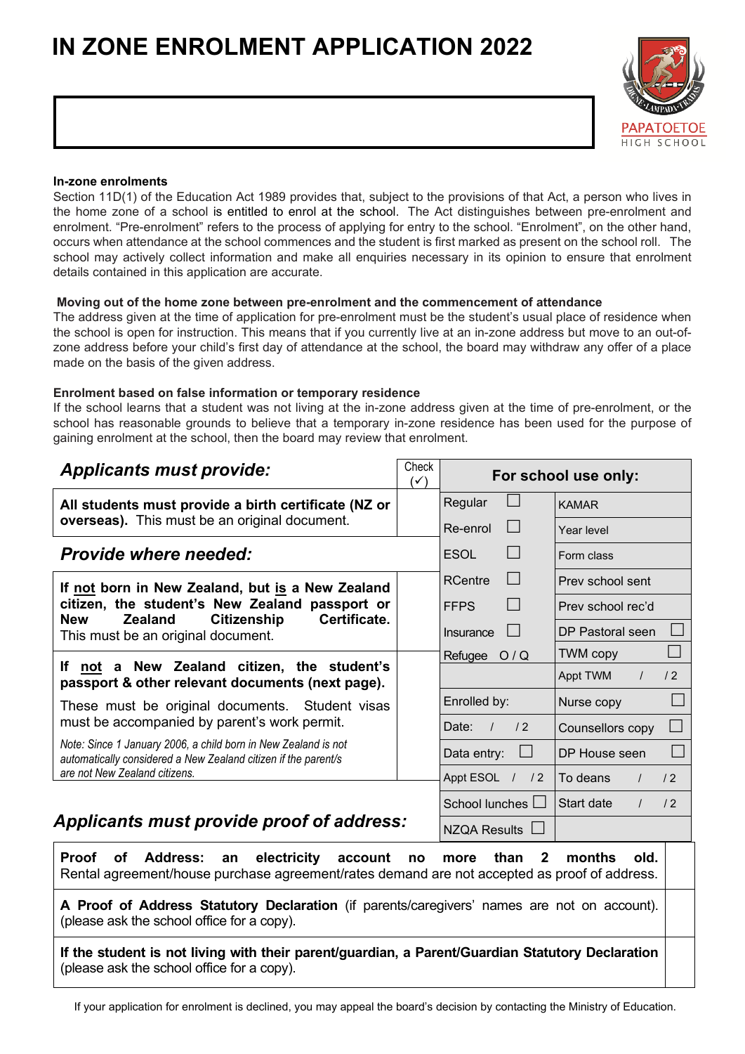# IN ZONE ENROLMENT APPLICATION 2022

PAPATOETOE HIGH SCHOOL

**In-zone enrolments**

Section 11D(1) of the Education Act 1989 provides that, subject to the provisions of that Act, a person who lives in the home zone of a school is entitled to enrol at the school. The Act distinguishes between pre-enrolment and enrolment. "Pre-enrolment" refers to the process of applying for entry to the school. "Enrolment", on the other hand, occurs when attendance at the school commences and the student is first marked as present on the school roll. The school may actively collect information and make all enquiries necessary in its opinion to ensure that enrolment details contained in this application are accurate.

**Moving out of the home zone between pre-enrolment and the commencement of attendance**

The address given at the time of application for pre-enrolment must be the student's usual place of residence when the school is open for instruction. This means that if you currently live at an in-zone address but move to an out-of-zone address before your child's first day of attendance at the school, the board may withdraw any offer of a place made on the basis of the given address.

**Enrolment based on false information or temporary residence**

If the school learns that a student was not living at the in-zone address given at the time of pre-enrolment, or the school has reasonable grounds to believe that a temporary in-zone residence has been used for the purpose of gaining enrolment at the school, then the board may review that enrolment.

| ***Applicants must provide:*** | Check (✓) | **For school use only:** | |
|---|---|---|---|
| **All students must provide a birth certificate (NZ or overseas).** This must be an original document. | | Regular ☐ | KAMAR |
| | | Re-enrol ☐ | Year level |
| ***Provide where needed:*** | | ESOL ☐ | Form class |
| **If not born in New Zealand, but is a New Zealand citizen, the student's New Zealand passport or New Zealand Citizenship Certificate.** This must be an original document. | | RCentre ☐ | Prev school sent |
| | | FFPS ☐ | Prev school rec'd |
| | | Insurance ☐ | DP Pastoral seen ☐ |
| **If not a New Zealand citizen, the student's passport & other relevant documents (next page).** These must be original documents. Student visas must be accompanied by parent's work permit. *Note: Since 1 January 2006, a child born in New Zealand is not automatically considered a New Zealand citizen if the parent/s are not New Zealand citizens.* | | Refugee O / Q | TWM copy ☐ |
| | | | Appt TWM / /2 |
| | | Enrolled by: | Nurse copy ☐ |
| | | Date: / /2 | Counsellors copy ☐ |
| | | Data entry: ☐ | DP House seen ☐ |
| | | Appt ESOL / /2 | To deans / /2 |
| ***Applicants must provide proof of address:*** | | School lunches ☐ | Start date / /2 |
| | | NZQA Results ☐ | |

| | |
|---|---|
| **Proof of Address: an electricity account no more than 2 months old.** Rental agreement/house purchase agreement/rates demand are not accepted as proof of address. | |
| **A Proof of Address Statutory Declaration** (if parents/caregivers' names are not on account). (please ask the school office for a copy). | |
| **If the student is not living with their parent/guardian, a Parent/Guardian Statutory Declaration** (please ask the school office for a copy). | |

If your application for enrolment is declined, you may appeal the board's decision by contacting the Ministry of Education.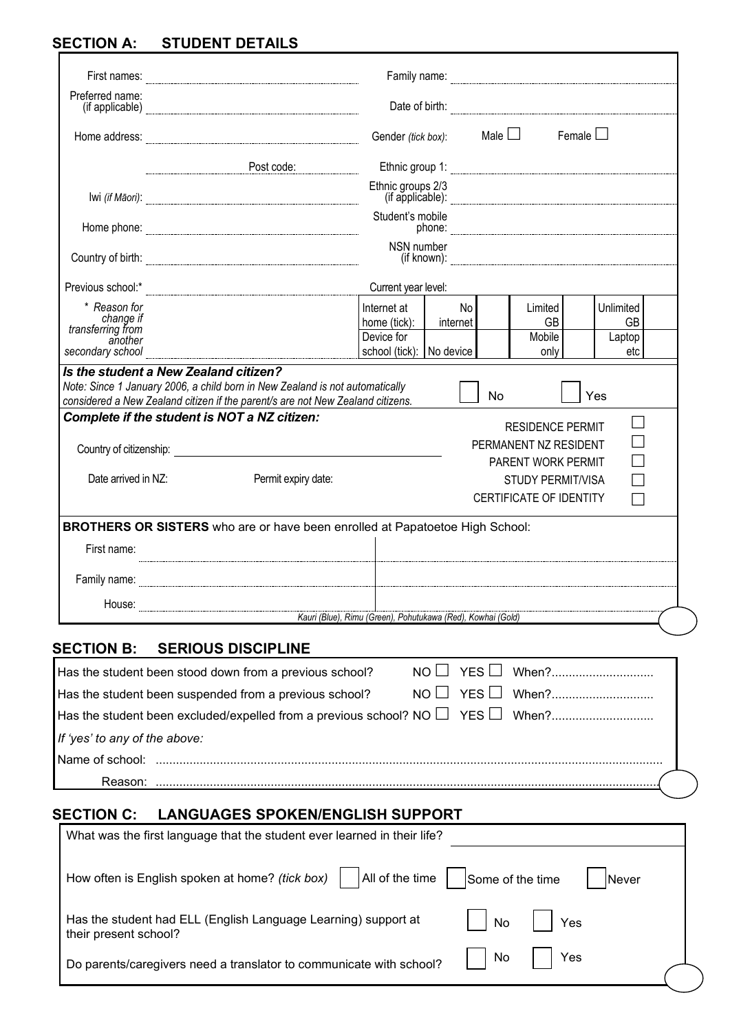## SECTION A: STUDENT DETAILS

| | |
|---|---|
| First names: | Family name: |
| Preferred name: (if applicable) | Date of birth: |
| Home address: | Gender *(tick box)*: Male ☐ Female ☐ |
| Post code: | Ethnic group 1: |
| Iwi *(if Māori)*: | Ethnic groups 2/3 (if applicable): |
| Home phone: | Student's mobile phone: |
| Country of birth: | NSN number (if known): |
| Previous school:* | Current year level: |
| * *Reason for change if transferring from another secondary school* | |

| | | | | | | |
|---|---|---|---|---|---|---|
| Internet at home (tick): | No internet | | Limited GB | | Unlimited GB | |
| Device for school (tick): | No device | | Mobile only | | Laptop etc | |

***Is the student a New Zealand citizen?***

*Note: Since 1 January 2006, a child born in New Zealand is not automatically considered a New Zealand citizen if the parent/s are not New Zealand citizens.*

☐ No ☐ Yes

***Complete if the student is NOT a NZ citizen:***

Country of citizenship:

Date arrived in NZ: Permit expiry date:

- RESIDENCE PERMIT ☐
- PERMANENT NZ RESIDENT ☐
- PARENT WORK PERMIT ☐
- STUDY PERMIT/VISA ☐
- CERTIFICATE OF IDENTITY ☐

**BROTHERS OR SISTERS** who are or have been enrolled at Papatoetoe High School:

| | | |
|---|---|---|
| First name: | | |
| Family name: | | |
| House: | | |

*Kauri (Blue), Rimu (Green), Pohutukawa (Red), Kowhai (Gold)*

## SECTION B: SERIOUS DISCIPLINE

Has the student been stood down from a previous school? NO ☐ YES ☐ When?.............................

Has the student been suspended from a previous school? NO ☐ YES ☐ When?.............................

Has the student been excluded/expelled from a previous school? NO ☐ YES ☐ When?.............................

*If 'yes' to any of the above:*

Name of school: ..........................................................................................................................................

Reason: ..........................................................................................................................................

## SECTION C: LANGUAGES SPOKEN/ENGLISH SUPPORT

What was the first language that the student ever learned in their life?

How often is English spoken at home? *(tick box)* ☐ All of the time ☐ Some of the time ☐ Never

Has the student had ELL (English Language Learning) support at their present school? ☐ No ☐ Yes

Do parents/caregivers need a translator to communicate with school? ☐ No ☐ Yes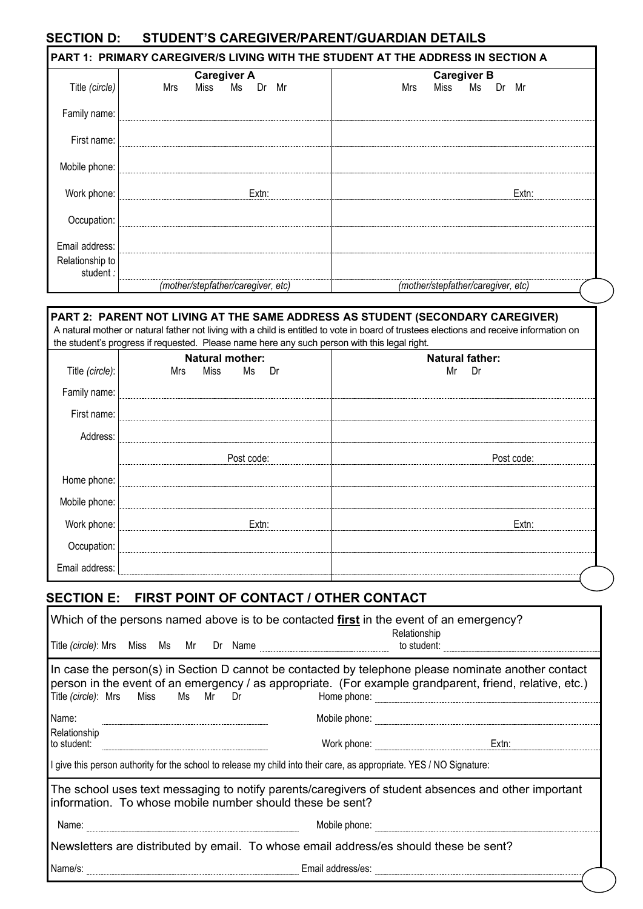## SECTION D: STUDENT'S CAREGIVER/PARENT/GUARDIAN DETAILS

**PART 1: PRIMARY CAREGIVER/S LIVING WITH THE STUDENT AT THE ADDRESS IN SECTION A**

| | Caregiver A | Caregiver B |
|---|---|---|
| Title *(circle)* | Mrs Miss Ms Dr Mr | Mrs Miss Ms Dr Mr |
| Family name: | | |
| First name: | | |
| Mobile phone: | | |
| Work phone: | Extn: | Extn: |
| Occupation: | | |
| Email address: | | |
| Relationship to student : | *(mother/stepfather/caregiver, etc)* | *(mother/stepfather/caregiver, etc)* |

**PART 2: PARENT NOT LIVING AT THE SAME ADDRESS AS STUDENT (SECONDARY CAREGIVER)**

A natural mother or natural father not living with a child is entitled to vote in board of trustees elections and receive information on the student's progress if requested. Please name here any such person with this legal right.

| | Natural mother: | Natural father: |
|---|---|---|
| Title *(circle)*: | Mrs Miss Ms Dr | Mr Dr |
| Family name: | | |
| First name: | | |
| Address: | | |
| | Post code: | Post code: |
| Home phone: | | |
| Mobile phone: | | |
| Work phone: | Extn: | Extn: |
| Occupation: | | |
| Email address: | | |

## SECTION E: FIRST POINT OF CONTACT / OTHER CONTACT

Which of the persons named above is to be contacted **first** in the event of an emergency?

Title *(circle)*: Mrs Miss Ms Mr Dr Name \_\_\_\_\_\_\_\_ Relationship to student: \_\_\_\_\_\_\_\_

In case the person(s) in Section D cannot be contacted by telephone please nominate another contact person in the event of an emergency / as appropriate. (For example grandparent, friend, relative, etc.)

Title *(circle)*: Mrs Miss Ms Mr Dr Home phone: \_\_\_\_\_\_\_\_

Name: \_\_\_\_\_\_\_\_ Mobile phone: \_\_\_\_\_\_\_\_

Relationship to student: \_\_\_\_\_\_\_\_ Work phone: \_\_\_\_\_\_\_\_ Extn: \_\_\_\_\_\_\_\_

I give this person authority for the school to release my child into their care, as appropriate. YES / NO Signature:

The school uses text messaging to notify parents/caregivers of student absences and other important information. To whose mobile number should these be sent?

Name: \_\_\_\_\_\_\_\_ Mobile phone: \_\_\_\_\_\_\_\_

Newsletters are distributed by email. To whose email address/es should these be sent?

Name/s: \_\_\_\_\_\_\_\_ Email address/es: \_\_\_\_\_\_\_\_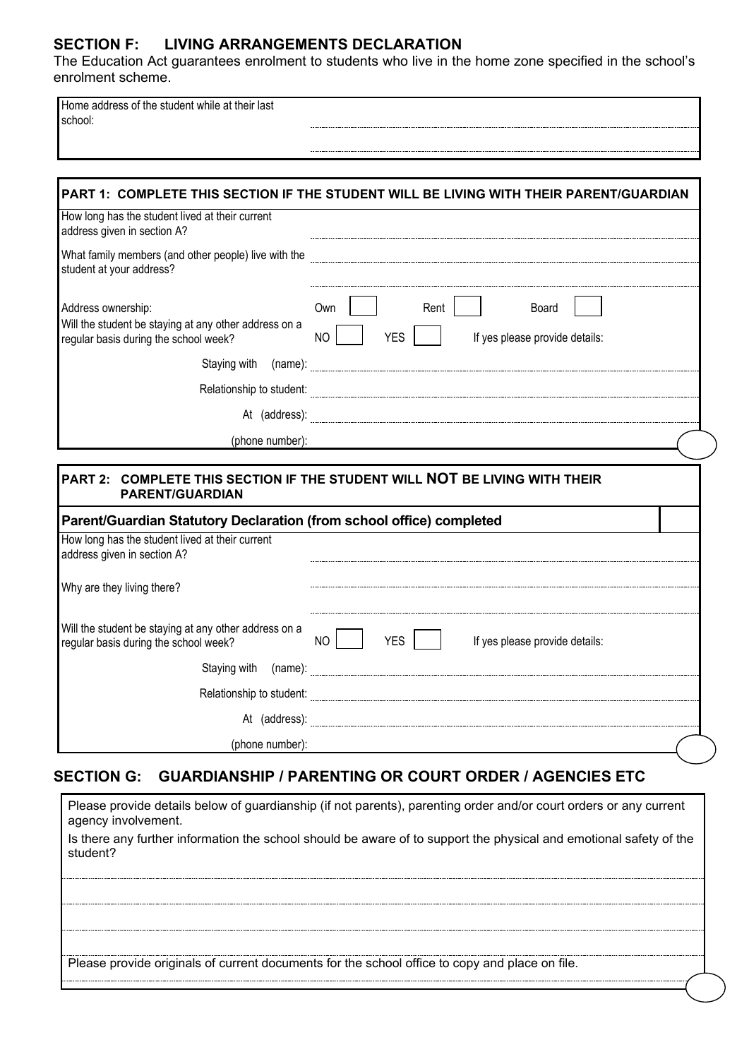## SECTION F: LIVING ARRANGEMENTS DECLARATION

The Education Act guarantees enrolment to students who live in the home zone specified in the school's enrolment scheme.

| Home address of the student while at their last school: | |
|---|---|

### PART 1: COMPLETE THIS SECTION IF THE STUDENT WILL BE LIVING WITH THEIR PARENT/GUARDIAN

| | |
|---|---|
| How long has the student lived at their current address given in section A? | |
| What family members (and other people) live with the student at your address? | |
| Address ownership: | Own ☐ Rent ☐ Board ☐ |
| Will the student be staying at any other address on a regular basis during the school week? | NO ☐ YES ☐ If yes please provide details: |
| Staying with (name): | |
| Relationship to student: | |
| At (address): | |
| (phone number): | |

### PART 2: COMPLETE THIS SECTION IF THE STUDENT WILL **NOT** BE LIVING WITH THEIR PARENT/GUARDIAN

**Parent/Guardian Statutory Declaration (from school office) completed** ☐

| | |
|---|---|
| How long has the student lived at their current address given in section A? | |
| Why are they living there? | |
| Will the student be staying at any other address on a regular basis during the school week? | NO ☐ YES ☐ If yes please provide details: |
| Staying with (name): | |
| Relationship to student: | |
| At (address): | |
| (phone number): | |

## SECTION G: GUARDIANSHIP / PARENTING OR COURT ORDER / AGENCIES ETC

Please provide details below of guardianship (if not parents), parenting order and/or court orders or any current agency involvement.

Is there any further information the school should be aware of to support the physical and emotional safety of the student?

Please provide originals of current documents for the school office to copy and place on file.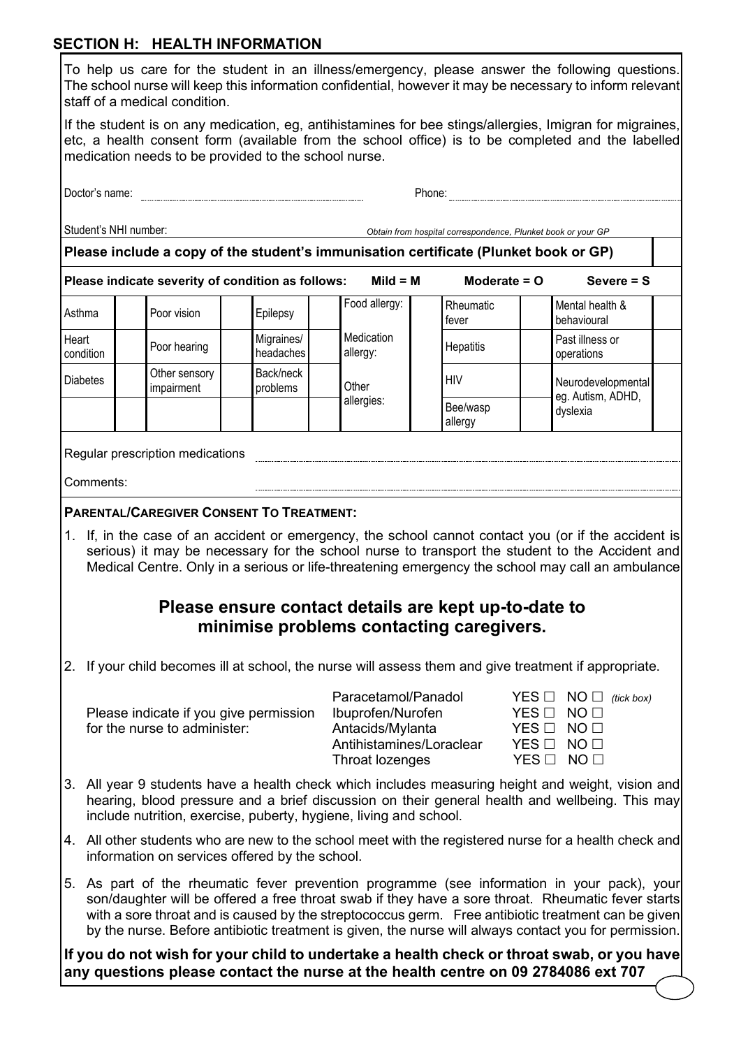## SECTION H: HEALTH INFORMATION

To help us care for the student in an illness/emergency, please answer the following questions. The school nurse will keep this information confidential, however it may be necessary to inform relevant staff of a medical condition.

If the student is on any medication, eg, antihistamines for bee stings/allergies, Imigran for migraines, etc, a health consent form (available from the school office) is to be completed and the labelled medication needs to be provided to the school nurse.

Doctor's name: .............................................................. Phone: ..............................................................

Student's NHI number: *Obtain from hospital correspondence, Plunket book or your GP*

**Please include a copy of the student's immunisation certificate (Plunket book or GP)** ☐

**Please indicate severity of condition as follows: Mild = M Moderate = O Severe = S**

| Condition | | Condition | | Condition | | Condition | | Condition | | Condition | |
|---|---|---|---|---|---|---|---|---|---|---|---|
| Asthma | | Poor vision | | Epilepsy | | Food allergy: | | Rheumatic fever | | Mental health & behavioural | |
| Heart condition | | Poor hearing | | Migraines/ headaches | | Medication allergy: | | Hepatitis | | Past illness or operations | |
| Diabetes | | Other sensory impairment | | Back/neck problems | | Other allergies: | | HIV | | Neurodevelopmental eg. Autism, ADHD, dyslexia | |
| | | | | | | | | Bee/wasp allergy | | | |

Regular prescription medications ..............................................................

Comments: ..............................................................

**PARENTAL/CAREGIVER CONSENT TO TREATMENT:**

1. If, in the case of an accident or emergency, the school cannot contact you (or if the accident is serious) it may be necessary for the school nurse to transport the student to the Accident and Medical Centre. Only in a serious or life-threatening emergency the school may call an ambulance

### Please ensure contact details are kept up-to-date to minimise problems contacting caregivers.

2. If your child becomes ill at school, the nurse will assess them and give treatment if appropriate.

Please indicate if you give permission for the nurse to administer:

| Medication | | | |
|---|---|---|---|
| Paracetamol/Panadol | YES ☐ | NO ☐ | *(tick box)* |
| Ibuprofen/Nurofen | YES ☐ | NO ☐ | |
| Antacids/Mylanta | YES ☐ | NO ☐ | |
| Antihistamines/Loraclear | YES ☐ | NO ☐ | |
| Throat lozenges | YES ☐ | NO ☐ | |

3. All year 9 students have a health check which includes measuring height and weight, vision and hearing, blood pressure and a brief discussion on their general health and wellbeing. This may include nutrition, exercise, puberty, hygiene, living and school.
4. All other students who are new to the school meet with the registered nurse for a health check and information on services offered by the school.
5. As part of the rheumatic fever prevention programme (see information in your pack), your son/daughter will be offered a free throat swab if they have a sore throat. Rheumatic fever starts with a sore throat and is caused by the streptococcus germ. Free antibiotic treatment can be given by the nurse. Before antibiotic treatment is given, the nurse will always contact you for permission.

**If you do not wish for your child to undertake a health check or throat swab, or you have any questions please contact the nurse at the health centre on 09 2784086 ext 707**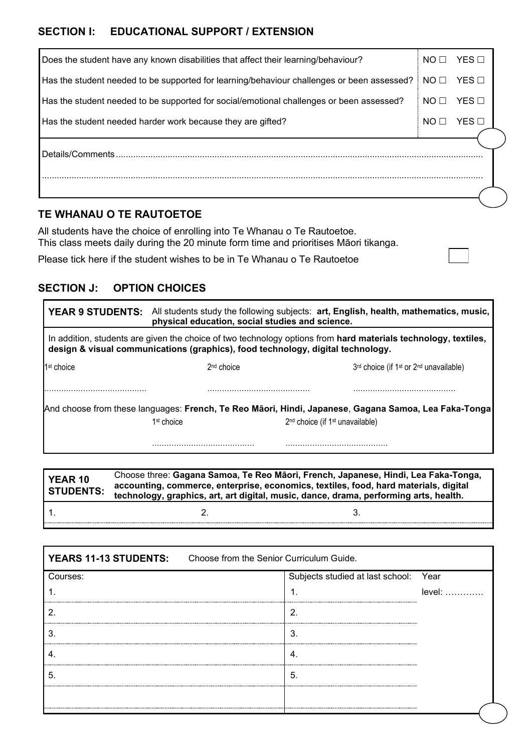## SECTION I: EDUCATIONAL SUPPORT / EXTENSION

| | |
|---|---|
| Does the student have any known disabilities that affect their learning/behaviour? | NO ☐ YES ☐ |
| Has the student needed to be supported for learning/behaviour challenges or been assessed? | NO ☐ YES ☐ |
| Has the student needed to be supported for social/emotional challenges or been assessed? | NO ☐ YES ☐ |
| Has the student needed harder work because they are gifted? | NO ☐ YES ☐ |

Details/Comments..................................................................................................................................................

..................................................................................................................................................................

## TE WHANAU O TE RAUTOETOE

All students have the choice of enrolling into Te Whanau o Te Rautoetoe.
This class meets daily during the 20 minute form time and prioritises Māori tikanga.

Please tick here if the student wishes to be in Te Whanau o Te Rautoetoe ☐

## SECTION J: OPTION CHOICES

**YEAR 9 STUDENTS:** All students study the following subjects: **art, English, health, mathematics, music, physical education, social studies and science.**

In addition, students are given the choice of two technology options from **hard materials technology, textiles, design & visual communications (graphics), food technology, digital technology.**

| 1st choice | 2nd choice | 3rd choice (if 1st or 2nd unavailable) |
|---|---|---|
| .......................................... | .......................................... | .......................................... |

And choose from these languages: **French, Te Reo Māori, Hindi, Japanese**, **Gagana Samoa, Lea Faka-Tonga**

| 1st choice | 2nd choice (if 1st unavailable) |
|---|---|
| .......................................... | .......................................... |

**YEAR 10 STUDENTS:** Choose three: **Gagana Samoa, Te Reo Māori, French, Japanese, Hindi, Lea Faka-Tonga, accounting, commerce, enterprise, economics, textiles, food, hard materials, digital technology, graphics, art, art digital, music, dance, drama, performing arts, health.**

| 1. | 2. | 3. |
|---|---|---|

**YEARS 11-13 STUDENTS:** Choose from the Senior Curriculum Guide.

| Courses: | Subjects studied at last school: | Year level: …………. |
|---|---|---|
| 1. | 1. | |
| 2. | 2. | |
| 3. | 3. | |
| 4. | 4. | |
| 5. | 5. | |
| | | |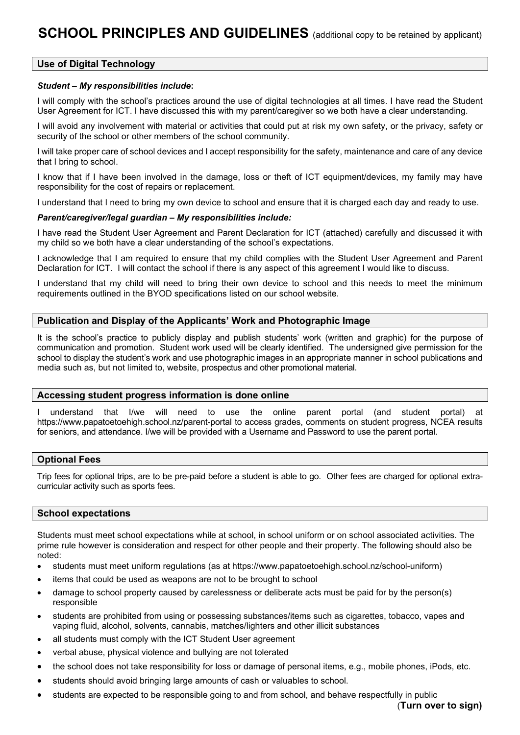# SCHOOL PRINCIPLES AND GUIDELINES (additional copy to be retained by applicant)

## Use of Digital Technology

***Student – My responsibilities include*:**

I will comply with the school's practices around the use of digital technologies at all times. I have read the Student User Agreement for ICT. I have discussed this with my parent/caregiver so we both have a clear understanding.

I will avoid any involvement with material or activities that could put at risk my own safety, or the privacy, safety or security of the school or other members of the school community.

I will take proper care of school devices and I accept responsibility for the safety, maintenance and care of any device that I bring to school.

I know that if I have been involved in the damage, loss or theft of ICT equipment/devices, my family may have responsibility for the cost of repairs or replacement.

I understand that I need to bring my own device to school and ensure that it is charged each day and ready to use.

***Parent/caregiver/legal guardian – My responsibilities include:***

I have read the Student User Agreement and Parent Declaration for ICT (attached) carefully and discussed it with my child so we both have a clear understanding of the school's expectations.

I acknowledge that I am required to ensure that my child complies with the Student User Agreement and Parent Declaration for ICT. I will contact the school if there is any aspect of this agreement I would like to discuss.

I understand that my child will need to bring their own device to school and this needs to meet the minimum requirements outlined in the BYOD specifications listed on our school website.

## Publication and Display of the Applicants' Work and Photographic Image

It is the school's practice to publicly display and publish students' work (written and graphic) for the purpose of communication and promotion. Student work used will be clearly identified. The undersigned give permission for the school to display the student's work and use photographic images in an appropriate manner in school publications and media such as, but not limited to, website, prospectus and other promotional material.

## Accessing student progress information is done online

I understand that I/we will need to use the online parent portal (and student portal) at https://www.papatoetoehigh.school.nz/parent-portal to access grades, comments on student progress, NCEA results for seniors, and attendance. I/we will be provided with a Username and Password to use the parent portal.

## Optional Fees

Trip fees for optional trips, are to be pre-paid before a student is able to go. Other fees are charged for optional extra-curricular activity such as sports fees.

## School expectations

Students must meet school expectations while at school, in school uniform or on school associated activities. The prime rule however is consideration and respect for other people and their property. The following should also be noted:

- students must meet uniform regulations (as at https://www.papatoetoehigh.school.nz/school-uniform)
- items that could be used as weapons are not to be brought to school
- damage to school property caused by carelessness or deliberate acts must be paid for by the person(s) responsible
- students are prohibited from using or possessing substances/items such as cigarettes, tobacco, vapes and vaping fluid, alcohol, solvents, cannabis, matches/lighters and other illicit substances
- all students must comply with the ICT Student User agreement
- verbal abuse, physical violence and bullying are not tolerated
- the school does not take responsibility for loss or damage of personal items, e.g., mobile phones, iPods, etc.
- students should avoid bringing large amounts of cash or valuables to school.
- students are expected to be responsible going to and from school, and behave respectfully in public

(**Turn over to sign)**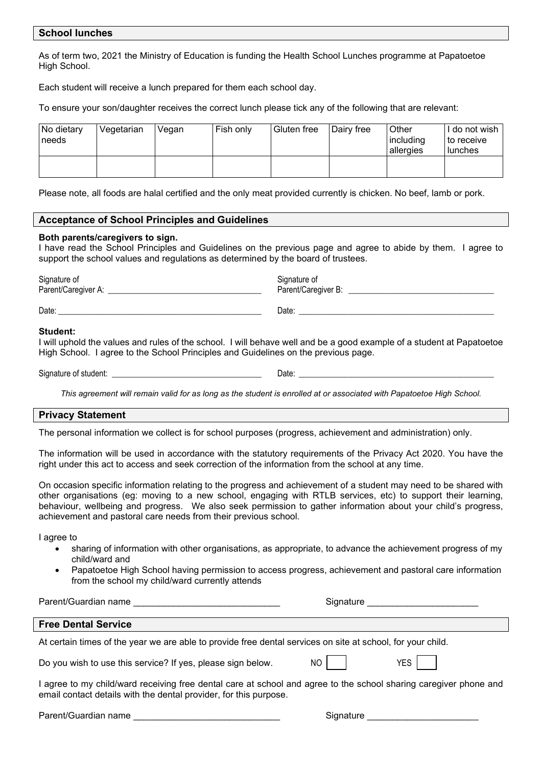## School lunches

As of term two, 2021 the Ministry of Education is funding the Health School Lunches programme at Papatoetoe High School.

Each student will receive a lunch prepared for them each school day.

To ensure your son/daughter receives the correct lunch please tick any of the following that are relevant:

| No dietary needs | Vegetarian | Vegan | Fish only | Gluten free | Dairy free | Other including allergies | I do not wish to receive lunches |
|---|---|---|---|---|---|---|---|
| | | | | | | | |

Please note, all foods are halal certified and the only meat provided currently is chicken. No beef, lamb or pork.

## Acceptance of School Principles and Guidelines

**Both parents/caregivers to sign.**
I have read the School Principles and Guidelines on the previous page and agree to abide by them. I agree to support the school values and regulations as determined by the board of trustees.

Signature of Parent/Caregiver A: ___________________________________

Signature of Parent/Caregiver B: ___________________________________

Date: ___________________________________

Date: ___________________________________

**Student:**
I will uphold the values and rules of the school. I will behave well and be a good example of a student at Papatoetoe High School. I agree to the School Principles and Guidelines on the previous page.

Signature of student: ___________________________________ Date: ___________________________________

*This agreement will remain valid for as long as the student is enrolled at or associated with Papatoetoe High School.*

## Privacy Statement

The personal information we collect is for school purposes (progress, achievement and administration) only.

The information will be used in accordance with the statutory requirements of the Privacy Act 2020. You have the right under this act to access and seek correction of the information from the school at any time.

On occasion specific information relating to the progress and achievement of a student may need to be shared with other organisations (eg: moving to a new school, engaging with RTLB services, etc) to support their learning, behaviour, wellbeing and progress. We also seek permission to gather information about your child's progress, achievement and pastoral care needs from their previous school.

I agree to

- sharing of information with other organisations, as appropriate, to advance the achievement progress of my child/ward and
- Papatoetoe High School having permission to access progress, achievement and pastoral care information from the school my child/ward currently attends

Parent/Guardian name _____________________________ Signature ______________________

## Free Dental Service

At certain times of the year we are able to provide free dental services on site at school, for your child.

Do you wish to use this service? If yes, please sign below. NO ☐ YES ☐

I agree to my child/ward receiving free dental care at school and agree to the school sharing caregiver phone and email contact details with the dental provider, for this purpose.

Parent/Guardian name _____________________________ Signature ______________________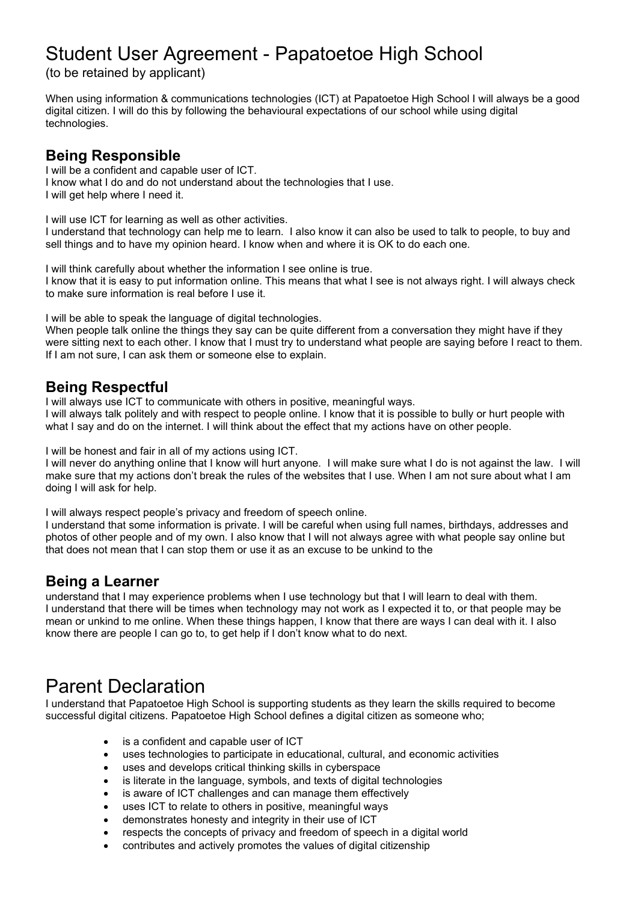# Student User Agreement - Papatoetoe High School

(to be retained by applicant)

When using information & communications technologies (ICT) at Papatoetoe High School I will always be a good digital citizen. I will do this by following the behavioural expectations of our school while using digital technologies.

## Being Responsible

I will be a confident and capable user of ICT.
I know what I do and do not understand about the technologies that I use.
I will get help where I need it.

I will use ICT for learning as well as other activities.
I understand that technology can help me to learn. I also know it can also be used to talk to people, to buy and sell things and to have my opinion heard. I know when and where it is OK to do each one.

I will think carefully about whether the information I see online is true.
I know that it is easy to put information online. This means that what I see is not always right. I will always check to make sure information is real before I use it.

I will be able to speak the language of digital technologies.
When people talk online the things they say can be quite different from a conversation they might have if they were sitting next to each other. I know that I must try to understand what people are saying before I react to them. If I am not sure, I can ask them or someone else to explain.

## Being Respectful

I will always use ICT to communicate with others in positive, meaningful ways.
I will always talk politely and with respect to people online. I know that it is possible to bully or hurt people with what I say and do on the internet. I will think about the effect that my actions have on other people.

I will be honest and fair in all of my actions using ICT.
I will never do anything online that I know will hurt anyone. I will make sure what I do is not against the law. I will make sure that my actions don't break the rules of the websites that I use. When I am not sure about what I am doing I will ask for help.

I will always respect people's privacy and freedom of speech online.
I understand that some information is private. I will be careful when using full names, birthdays, addresses and photos of other people and of my own. I also know that I will not always agree with what people say online but that does not mean that I can stop them or use it as an excuse to be unkind to the

## Being a Learner

understand that I may experience problems when I use technology but that I will learn to deal with them.
I understand that there will be times when technology may not work as I expected it to, or that people may be mean or unkind to me online. When these things happen, I know that there are ways I can deal with it. I also know there are people I can go to, to get help if I don't know what to do next.

# Parent Declaration

I understand that Papatoetoe High School is supporting students as they learn the skills required to become successful digital citizens. Papatoetoe High School defines a digital citizen as someone who;

- is a confident and capable user of ICT
- uses technologies to participate in educational, cultural, and economic activities
- uses and develops critical thinking skills in cyberspace
- is literate in the language, symbols, and texts of digital technologies
- is aware of ICT challenges and can manage them effectively
- uses ICT to relate to others in positive, meaningful ways
- demonstrates honesty and integrity in their use of ICT
- respects the concepts of privacy and freedom of speech in a digital world
- contributes and actively promotes the values of digital citizenship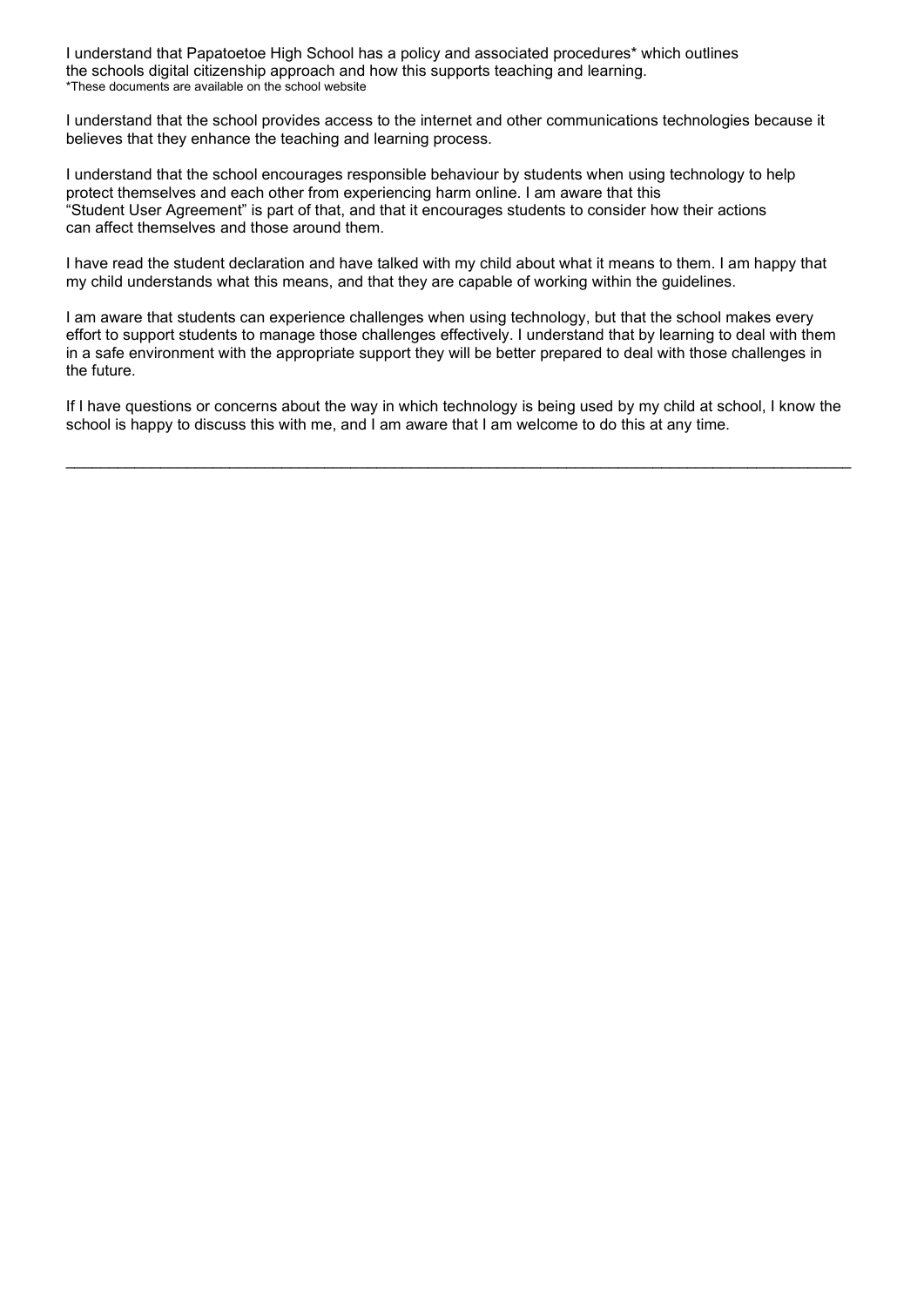I understand that Papatoetoe High School has a policy and associated procedures* which outlines the schools digital citizenship approach and how this supports teaching and learning.
*These documents are available on the school website

I understand that the school provides access to the internet and other communications technologies because it believes that they enhance the teaching and learning process.

I understand that the school encourages responsible behaviour by students when using technology to help protect themselves and each other from experiencing harm online. I am aware that this "Student User Agreement" is part of that, and that it encourages students to consider how their actions can affect themselves and those around them.

I have read the student declaration and have talked with my child about what it means to them. I am happy that my child understands what this means, and that they are capable of working within the guidelines.

I am aware that students can experience challenges when using technology, but that the school makes every effort to support students to manage those challenges effectively. I understand that by learning to deal with them in a safe environment with the appropriate support they will be better prepared to deal with those challenges in the future.

If I have questions or concerns about the way in which technology is being used by my child at school, I know the school is happy to discuss this with me, and I am aware that I am welcome to do this at any time.

---